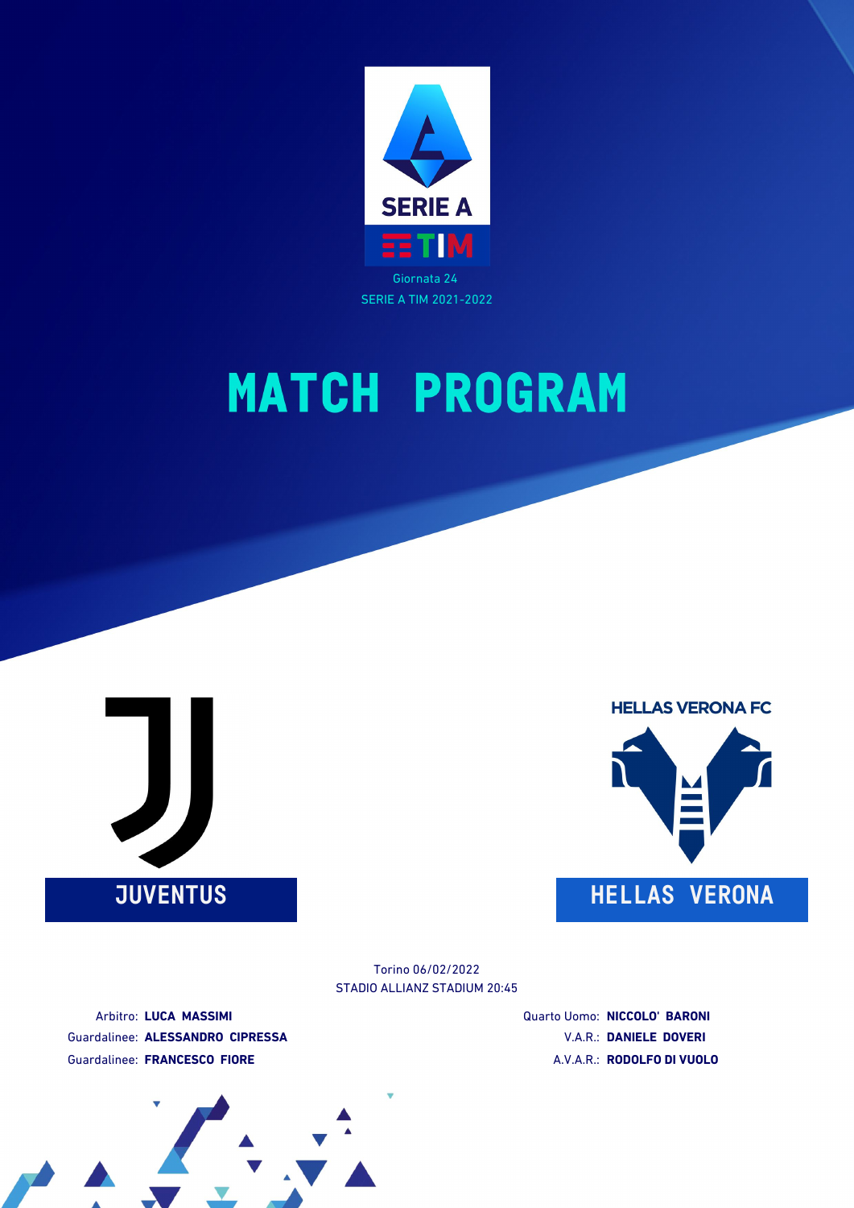Giornata 24
SERIE A TIM 2021-2022

# MATCH PROGRAM

HELLAS VERONA FC

**JUVENTUS** — **HELLAS VERONA**

Torino 06/02/2022
STADIO ALLIANZ STADIUM 20:45

Arbitro: **LUCA MASSIMI**
Guardalinee: **ALESSANDRO CIPRESSA**
Guardalinee: **FRANCESCO FIORE**

Quarto Uomo: **NICCOLO' BARONI**
V.A.R.: **DANIELE DOVERI**
A.V.A.R.: **RODOLFO DI VUOLO**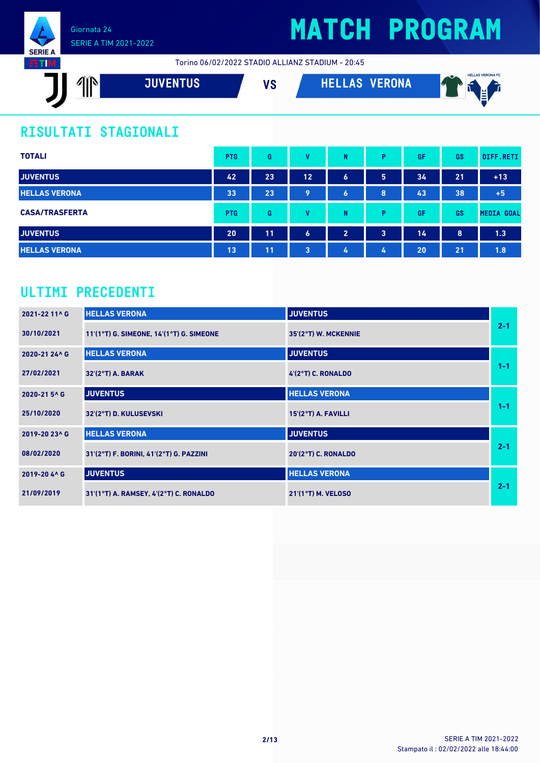Giornata 24

SERIE A TIM 2021-2022

# MATCH PROGRAM

Torino 06/02/2022 STADIO ALLIANZ STADIUM - 20:45

**JUVENTUS** VS **HELLAS VERONA**

## RISULTATI STAGIONALI

| TOTALI | PTG | G | V | N | P | GF | GS | DIFF.RETI |
|---|---|---|---|---|---|---|---|---|
| JUVENTUS | 42 | 23 | 12 | 6 | 5 | 34 | 21 | +13 |
| HELLAS VERONA | 33 | 23 | 9 | 6 | 8 | 43 | 38 | +5 |

| CASA/TRASFERTA | PTG | G | V | N | P | GF | GS | MEDIA GOAL |
|---|---|---|---|---|---|---|---|---|
| JUVENTUS | 20 | 11 | 6 | 2 | 3 | 14 | 8 | 1.3 |
| HELLAS VERONA | 13 | 11 | 3 | 4 | 4 | 20 | 21 | 1.8 |

## ULTIMI PRECEDENTI

| Giornata / Data | Casa | Trasferta | Risultato |
|---|---|---|---|
| 2021-22 11^ G | HELLAS VERONA | JUVENTUS | 2-1 |
| 30/10/2021 | 11'(1°T) G. SIMEONE, 14'(1°T) G. SIMEONE | 35'(2°T) W. MCKENNIE | |
| 2020-21 24^ G | HELLAS VERONA | JUVENTUS | 1-1 |
| 27/02/2021 | 32'(2°T) A. BARAK | 4'(2°T) C. RONALDO | |
| 2020-21 5^ G | JUVENTUS | HELLAS VERONA | 1-1 |
| 25/10/2020 | 32'(2°T) D. KULUSEVSKI | 15'(2°T) A. FAVILLI | |
| 2019-20 23^ G | HELLAS VERONA | JUVENTUS | 2-1 |
| 08/02/2020 | 31'(2°T) F. BORINI, 41'(2°T) G. PAZZINI | 20'(2°T) C. RONALDO | |
| 2019-20 4^ G | JUVENTUS | HELLAS VERONA | 2-1 |
| 21/09/2019 | 31'(1°T) A. RAMSEY, 4'(2°T) C. RONALDO | 21'(1°T) M. VELOSO | |

SERIE A TIM 2021-2022

Stampato il : 02/02/2022 alle 18:44:00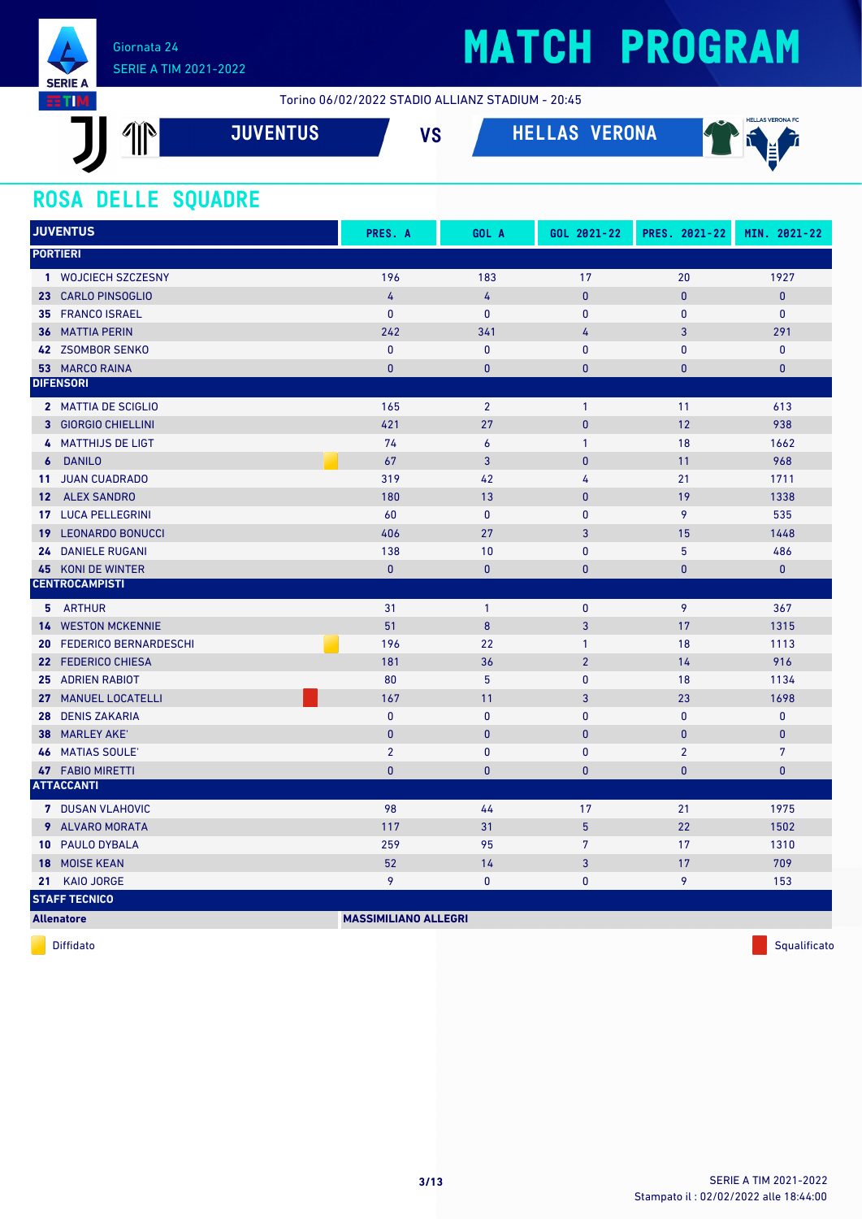Giornata 24

SERIE A TIM 2021-2022

# MATCH PROGRAM

Torino 06/02/2022 STADIO ALLIANZ STADIUM - 20:45

**JUVENTUS** VS **HELLAS VERONA**

## ROSA DELLE SQUADRE

| JUVENTUS | | PRES. A | GOL A | GOL 2021-22 | PRES. 2021-22 | MIN. 2021-22 |
|---|---|---|---|---|---|---|
| **PORTIERI** | | | | | | |
| 1 WOJCIECH SZCZESNY | | 196 | 183 | 17 | 20 | 1927 |
| 23 CARLO PINSOGLIO | | 4 | 4 | 0 | 0 | 0 |
| 35 FRANCO ISRAEL | | 0 | 0 | 0 | 0 | 0 |
| 36 MATTIA PERIN | | 242 | 341 | 4 | 3 | 291 |
| 42 ZSOMBOR SENKO | | 0 | 0 | 0 | 0 | 0 |
| 53 MARCO RAINA | | 0 | 0 | 0 | 0 | 0 |
| **DIFENSORI** | | | | | | |
| 2 MATTIA DE SCIGLIO | | 165 | 2 | 1 | 11 | 613 |
| 3 GIORGIO CHIELLINI | | 421 | 27 | 0 | 12 | 938 |
| 4 MATTHIJS DE LIGT | | 74 | 6 | 1 | 18 | 1662 |
| 6 DANILO | Diffidato | 67 | 3 | 0 | 11 | 968 |
| 11 JUAN CUADRADO | | 319 | 42 | 4 | 21 | 1711 |
| 12 ALEX SANDRO | | 180 | 13 | 0 | 19 | 1338 |
| 17 LUCA PELLEGRINI | | 60 | 0 | 0 | 9 | 535 |
| 19 LEONARDO BONUCCI | | 406 | 27 | 3 | 15 | 1448 |
| 24 DANIELE RUGANI | | 138 | 10 | 0 | 5 | 486 |
| 45 KONI DE WINTER | | 0 | 0 | 0 | 0 | 0 |
| **CENTROCAMPISTI** | | | | | | |
| 5 ARTHUR | | 31 | 1 | 0 | 9 | 367 |
| 14 WESTON MCKENNIE | | 51 | 8 | 3 | 17 | 1315 |
| 20 FEDERICO BERNARDESCHI | Diffidato | 196 | 22 | 1 | 18 | 1113 |
| 22 FEDERICO CHIESA | | 181 | 36 | 2 | 14 | 916 |
| 25 ADRIEN RABIOT | | 80 | 5 | 0 | 18 | 1134 |
| 27 MANUEL LOCATELLI | Squalificato | 167 | 11 | 3 | 23 | 1698 |
| 28 DENIS ZAKARIA | | 0 | 0 | 0 | 0 | 0 |
| 38 MARLEY AKE' | | 0 | 0 | 0 | 0 | 0 |
| 46 MATIAS SOULE' | | 2 | 0 | 0 | 2 | 7 |
| 47 FABIO MIRETTI | | 0 | 0 | 0 | 0 | 0 |
| **ATTACCANTI** | | | | | | |
| 7 DUSAN VLAHOVIC | | 98 | 44 | 17 | 21 | 1975 |
| 9 ALVARO MORATA | | 117 | 31 | 5 | 22 | 1502 |
| 10 PAULO DYBALA | | 259 | 95 | 7 | 17 | 1310 |
| 18 MOISE KEAN | | 52 | 14 | 3 | 17 | 709 |
| 21 KAIO JORGE | | 9 | 0 | 0 | 9 | 153 |
| **STAFF TECNICO** | | | | | | |
| **Allenatore** | | **MASSIMILIANO ALLEGRI** | | | | |

Diffidato — Squalificato

Stampato il : 02/02/2022 alle 18:44:00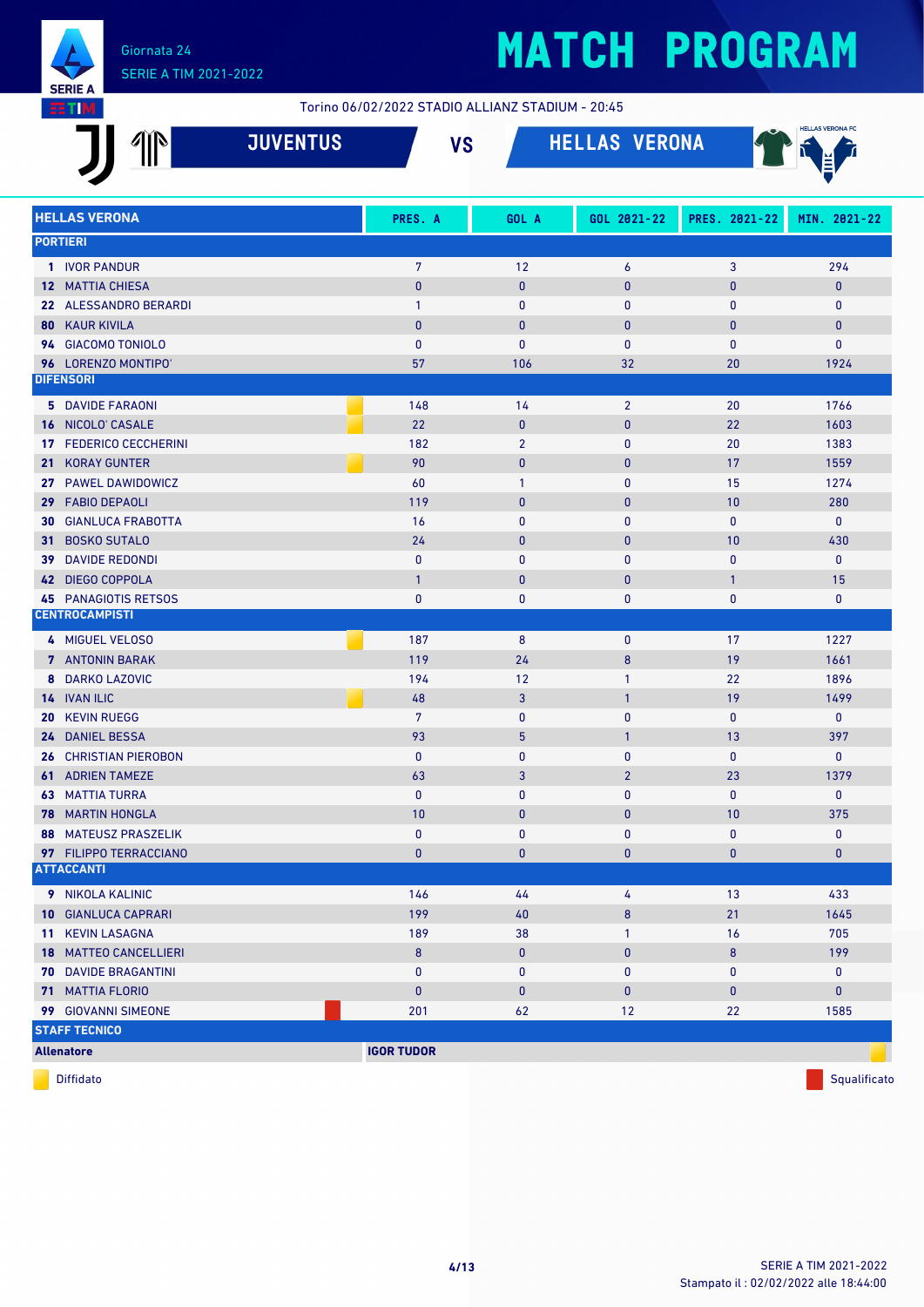# MATCH PROGRAM

Giornata 24
SERIE A TIM 2021-2022

Torino 06/02/2022 STADIO ALLIANZ STADIUM - 20:45

## JUVENTUS VS HELLAS VERONA

| HELLAS VERONA | | PRES. A | GOL A | GOL 2021-22 | PRES. 2021-22 | MIN. 2021-22 |
|---|---|---|---|---|---|---|
| **PORTIERI** | | | | | | |
| 1 IVOR PANDUR | | 7 | 12 | 6 | 3 | 294 |
| 12 MATTIA CHIESA | | 0 | 0 | 0 | 0 | 0 |
| 22 ALESSANDRO BERARDI | | 1 | 0 | 0 | 0 | 0 |
| 80 KAUR KIVILA | | 0 | 0 | 0 | 0 | 0 |
| 94 GIACOMO TONIOLO | | 0 | 0 | 0 | 0 | 0 |
| 96 LORENZO MONTIPO' | | 57 | 106 | 32 | 20 | 1924 |
| **DIFENSORI** | | | | | | |
| 5 DAVIDE FARAONI | Diffidato | 148 | 14 | 2 | 20 | 1766 |
| 16 NICOLO' CASALE | Diffidato | 22 | 0 | 0 | 22 | 1603 |
| 17 FEDERICO CECCHERINI | | 182 | 2 | 0 | 20 | 1383 |
| 21 KORAY GUNTER | Diffidato | 90 | 0 | 0 | 17 | 1559 |
| 27 PAWEL DAWIDOWICZ | | 60 | 1 | 0 | 15 | 1274 |
| 29 FABIO DEPAOLI | | 119 | 0 | 0 | 10 | 280 |
| 30 GIANLUCA FRABOTTA | | 16 | 0 | 0 | 0 | 0 |
| 31 BOSKO SUTALO | | 24 | 0 | 0 | 10 | 430 |
| 39 DAVIDE REDONDI | | 0 | 0 | 0 | 0 | 0 |
| 42 DIEGO COPPOLA | | 1 | 0 | 0 | 1 | 15 |
| 45 PANAGIOTIS RETSOS | | 0 | 0 | 0 | 0 | 0 |
| **CENTROCAMPISTI** | | | | | | |
| 4 MIGUEL VELOSO | Diffidato | 187 | 8 | 0 | 17 | 1227 |
| 7 ANTONIN BARAK | | 119 | 24 | 8 | 19 | 1661 |
| 8 DARKO LAZOVIC | | 194 | 12 | 1 | 22 | 1896 |
| 14 IVAN ILIC | Diffidato | 48 | 3 | 1 | 19 | 1499 |
| 20 KEVIN RUEGG | | 7 | 0 | 0 | 0 | 0 |
| 24 DANIEL BESSA | | 93 | 5 | 1 | 13 | 397 |
| 26 CHRISTIAN PIEROBON | | 0 | 0 | 0 | 0 | 0 |
| 61 ADRIEN TAMEZE | | 63 | 3 | 2 | 23 | 1379 |
| 63 MATTIA TURRA | | 0 | 0 | 0 | 0 | 0 |
| 78 MARTIN HONGLA | | 10 | 0 | 0 | 10 | 375 |
| 88 MATEUSZ PRASZELIK | | 0 | 0 | 0 | 0 | 0 |
| 97 FILIPPO TERRACCIANO | | 0 | 0 | 0 | 0 | 0 |
| **ATTACCANTI** | | | | | | |
| 9 NIKOLA KALINIC | | 146 | 44 | 4 | 13 | 433 |
| 10 GIANLUCA CAPRARI | | 199 | 40 | 8 | 21 | 1645 |
| 11 KEVIN LASAGNA | | 189 | 38 | 1 | 16 | 705 |
| 18 MATTEO CANCELLIERI | | 8 | 0 | 0 | 8 | 199 |
| 70 DAVIDE BRAGANTINI | | 0 | 0 | 0 | 0 | 0 |
| 71 MATTIA FLORIO | | 0 | 0 | 0 | 0 | 0 |
| 99 GIOVANNI SIMEONE | Squalificato | 201 | 62 | 12 | 22 | 1585 |
| **STAFF TECNICO** | | | | | | |
| **Allenatore** | **IGOR TUDOR** | | | | | Diffidato |

Diffidato · Squalificato

SERIE A TIM 2021-2022
Stampato il : 02/02/2022 alle 18:44:00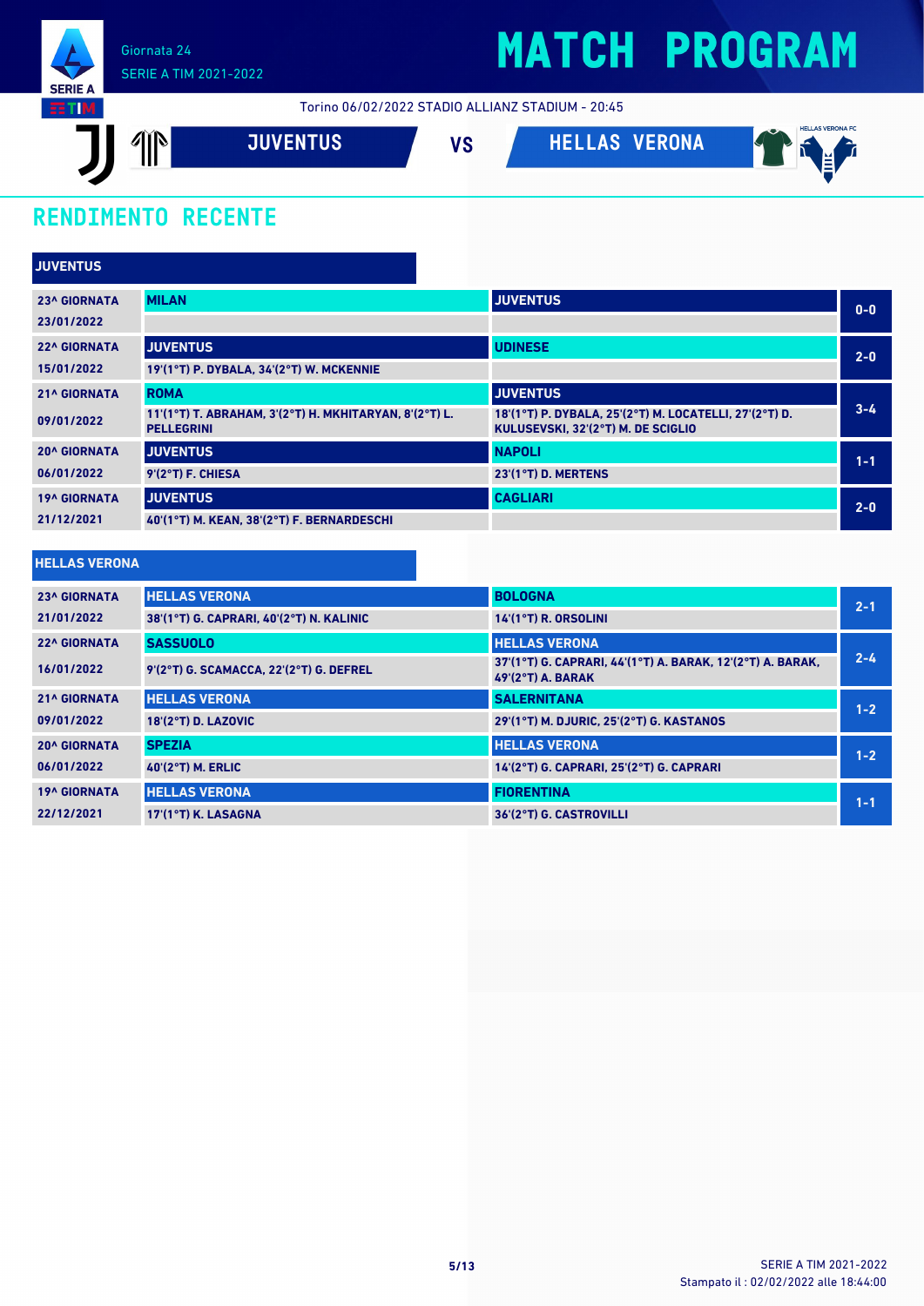Giornata 24
SERIE A TIM 2021-2022

# MATCH PROGRAM

Torino 06/02/2022 STADIO ALLIANZ STADIUM - 20:45

**JUVENTUS** VS **HELLAS VERONA**

## RENDIMENTO RECENTE

### JUVENTUS

| Giornata | Casa | Ospite | Risultato |
|---|---|---|---|
| 23^ GIORNATA 23/01/2022 | MILAN | JUVENTUS | 0-0 |
| 22^ GIORNATA 15/01/2022 | JUVENTUS<br>19'(1°T) P. DYBALA, 34'(2°T) W. MCKENNIE | UDINESE | 2-0 |
| 21^ GIORNATA 09/01/2022 | ROMA<br>11'(1°T) T. ABRAHAM, 3'(2°T) H. MKHITARYAN, 8'(2°T) L. PELLEGRINI | JUVENTUS<br>18'(1°T) P. DYBALA, 25'(2°T) M. LOCATELLI, 27'(2°T) D. KULUSEVSKI, 32'(2°T) M. DE SCIGLIO | 3-4 |
| 20^ GIORNATA 06/01/2022 | JUVENTUS<br>9'(2°T) F. CHIESA | NAPOLI<br>23'(1°T) D. MERTENS | 1-1 |
| 19^ GIORNATA 21/12/2021 | JUVENTUS<br>40'(1°T) M. KEAN, 38'(2°T) F. BERNARDESCHI | CAGLIARI | 2-0 |

### HELLAS VERONA

| Giornata | Casa | Ospite | Risultato |
|---|---|---|---|
| 23^ GIORNATA 21/01/2022 | HELLAS VERONA<br>38'(1°T) G. CAPRARI, 40'(2°T) N. KALINIC | BOLOGNA<br>14'(1°T) R. ORSOLINI | 2-1 |
| 22^ GIORNATA 16/01/2022 | SASSUOLO<br>9'(2°T) G. SCAMACCA, 22'(2°T) G. DEFREL | HELLAS VERONA<br>37'(1°T) G. CAPRARI, 44'(1°T) A. BARAK, 12'(2°T) A. BARAK, 49'(2°T) A. BARAK | 2-4 |
| 21^ GIORNATA 09/01/2022 | HELLAS VERONA<br>18'(2°T) D. LAZOVIC | SALERNITANA<br>29'(1°T) M. DJURIC, 25'(2°T) G. KASTANOS | 1-2 |
| 20^ GIORNATA 06/01/2022 | SPEZIA<br>40'(2°T) M. ERLIC | HELLAS VERONA<br>14'(2°T) G. CAPRARI, 25'(2°T) G. CAPRARI | 1-2 |
| 19^ GIORNATA 22/12/2021 | HELLAS VERONA<br>17'(1°T) K. LASAGNA | FIORENTINA<br>36'(2°T) G. CASTROVILLI | 1-1 |

SERIE A TIM 2021-2022
Stampato il : 02/02/2022 alle 18:44:00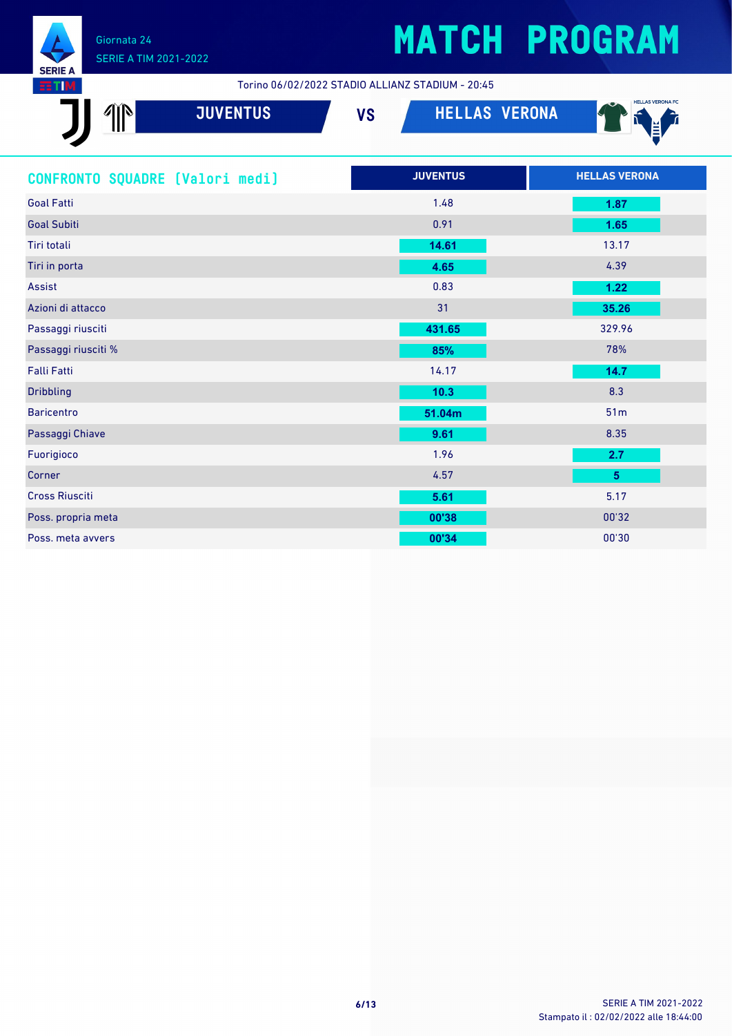Giornata 24
SERIE A TIM 2021-2022

# MATCH PROGRAM

Torino 06/02/2022 STADIO ALLIANZ STADIUM - 20:45

JUVENTUS VS HELLAS VERONA

## CONFRONTO SQUADRE [Valori medi]

| | JUVENTUS | HELLAS VERONA |
|---|---|---|
| Goal Fatti | 1.48 | **1.87** |
| Goal Subiti | 0.91 | **1.65** |
| Tiri totali | **14.61** | 13.17 |
| Tiri in porta | **4.65** | 4.39 |
| Assist | 0.83 | **1.22** |
| Azioni di attacco | 31 | **35.26** |
| Passaggi riusciti | **431.65** | 329.96 |
| Passaggi riusciti % | **85%** | 78% |
| Falli Fatti | 14.17 | **14.7** |
| Dribbling | **10.3** | 8.3 |
| Baricentro | **51.04m** | 51m |
| Passaggi Chiave | **9.61** | 8.35 |
| Fuorigioco | 1.96 | **2.7** |
| Corner | 4.57 | **5** |
| Cross Riusciti | **5.61** | 5.17 |
| Poss. propria meta | **00'38** | 00'32 |
| Poss. meta avvers | **00'34** | 00'30 |

SERIE A TIM 2021-2022
Stampato il : 02/02/2022 alle 18:44:00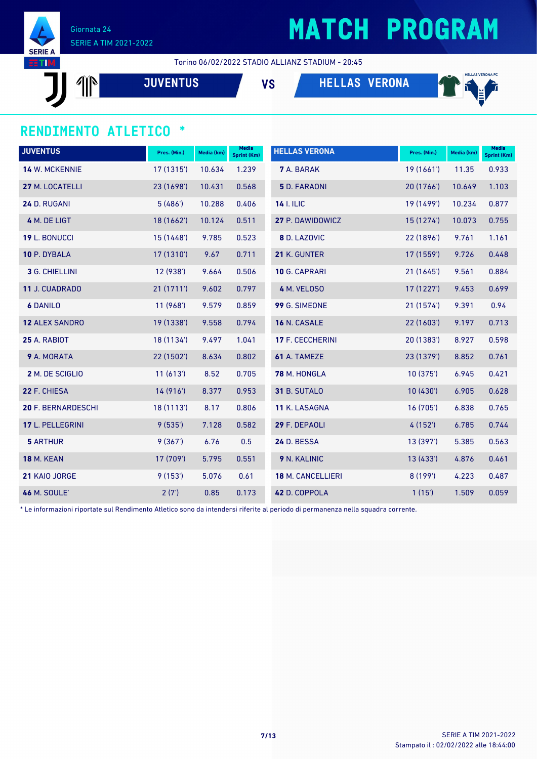Giornata 24
SERIE A TIM 2021-2022

# MATCH PROGRAM

Torino 06/02/2022 STADIO ALLIANZ STADIUM - 20:45

**JUVENTUS** VS **HELLAS VERONA**

## RENDIMENTO ATLETICO *

| JUVENTUS | Pres. (Min.) | Media (km) | Media Sprint (Km) |
|---|---|---|---|
| **14** W. MCKENNIE | 17 (1315') | 10.634 | 1.239 |
| **27** M. LOCATELLI | 23 (1698') | 10.431 | 0.568 |
| **24** D. RUGANI | 5 (486') | 10.288 | 0.406 |
| **4** M. DE LIGT | 18 (1662') | 10.124 | 0.511 |
| **19** L. BONUCCI | 15 (1448') | 9.785 | 0.523 |
| **10** P. DYBALA | 17 (1310') | 9.67 | 0.711 |
| **3** G. CHIELLINI | 12 (938') | 9.664 | 0.506 |
| **11** J. CUADRADO | 21 (1711') | 9.602 | 0.797 |
| **6** DANILO | 11 (968') | 9.579 | 0.859 |
| **12** ALEX SANDRO | 19 (1338') | 9.558 | 0.794 |
| **25** A. RABIOT | 18 (1134') | 9.497 | 1.041 |
| **9** A. MORATA | 22 (1502') | 8.634 | 0.802 |
| **2** M. DE SCIGLIO | 11 (613') | 8.52 | 0.705 |
| **22** F. CHIESA | 14 (916') | 8.377 | 0.953 |
| **20** F. BERNARDESCHI | 18 (1113') | 8.17 | 0.806 |
| **17** L. PELLEGRINI | 9 (535') | 7.128 | 0.582 |
| **5** ARTHUR | 9 (367') | 6.76 | 0.5 |
| **18** M. KEAN | 17 (709') | 5.795 | 0.551 |
| **21** KAIO JORGE | 9 (153') | 5.076 | 0.61 |
| **46** M. SOULE' | 2 (7') | 0.85 | 0.173 |

| HELLAS VERONA | Pres. (Min.) | Media (km) | Media Sprint (Km) |
|---|---|---|---|
| **7** A. BARAK | 19 (1661') | 11.35 | 0.933 |
| **5** D. FARAONI | 20 (1766') | 10.649 | 1.103 |
| **14** I. ILIC | 19 (1499') | 10.234 | 0.877 |
| **27** P. DAWIDOWICZ | 15 (1274') | 10.073 | 0.755 |
| **8** D. LAZOVIC | 22 (1896') | 9.761 | 1.161 |
| **21** K. GUNTER | 17 (1559') | 9.726 | 0.448 |
| **10** G. CAPRARI | 21 (1645') | 9.561 | 0.884 |
| **4** M. VELOSO | 17 (1227') | 9.453 | 0.699 |
| **99** G. SIMEONE | 21 (1574') | 9.391 | 0.94 |
| **16** N. CASALE | 22 (1603') | 9.197 | 0.713 |
| **17** F. CECCHERINI | 20 (1383') | 8.927 | 0.598 |
| **61** A. TAMEZE | 23 (1379') | 8.852 | 0.761 |
| **78** M. HONGLA | 10 (375') | 6.945 | 0.421 |
| **31** B. SUTALO | 10 (430') | 6.905 | 0.628 |
| **11** K. LASAGNA | 16 (705') | 6.838 | 0.765 |
| **29** F. DEPAOLI | 4 (152') | 6.785 | 0.744 |
| **24** D. BESSA | 13 (397') | 5.385 | 0.563 |
| **9** N. KALINIC | 13 (433') | 4.876 | 0.461 |
| **18** M. CANCELLIERI | 8 (199') | 4.223 | 0.487 |
| **42** D. COPPOLA | 1 (15') | 1.509 | 0.059 |

* Le informazioni riportate sul Rendimento Atletico sono da intendersi riferite al periodo di permanenza nella squadra corrente.

Stampato il : 02/02/2022 alle 18:44:00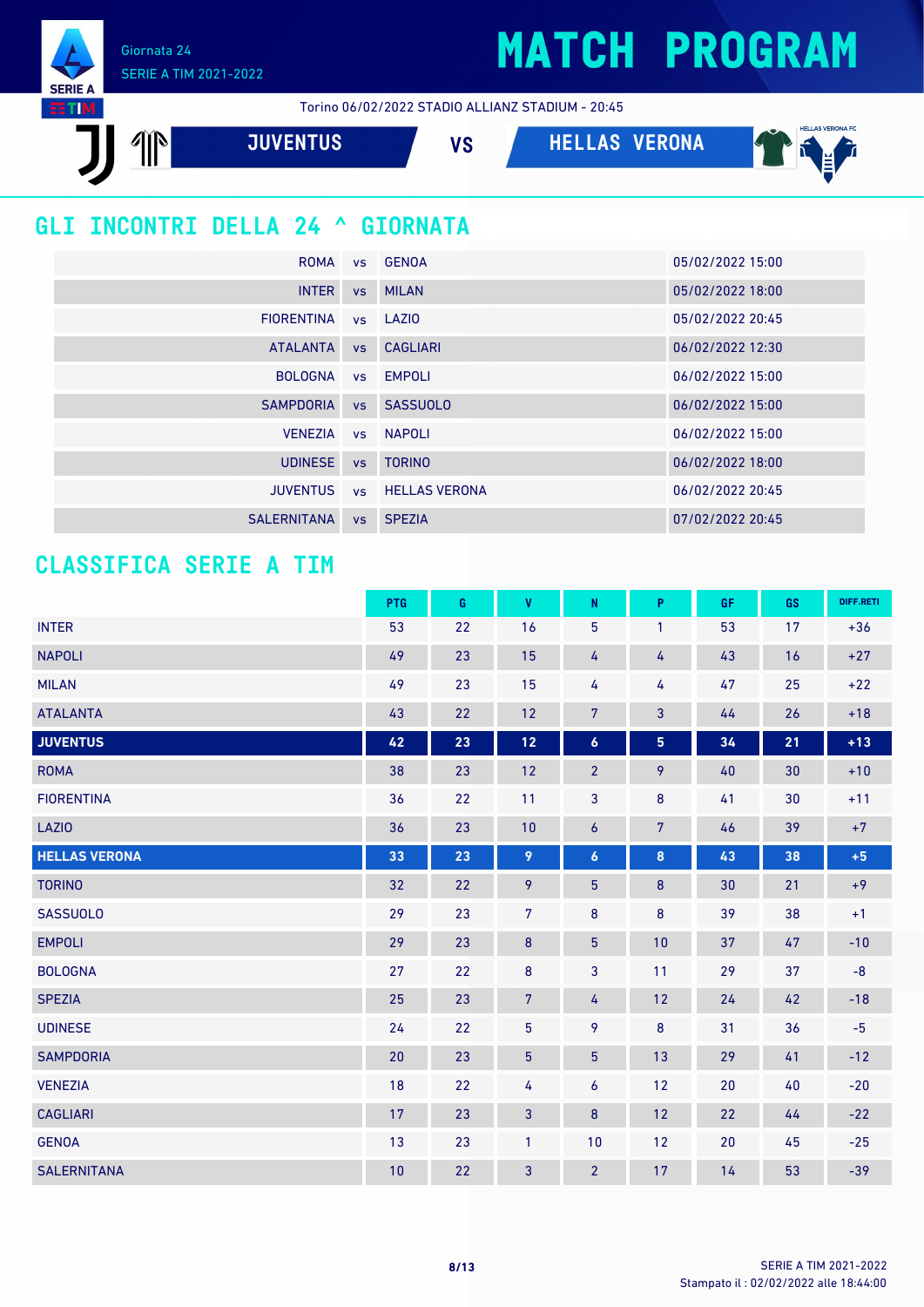# MATCH PROGRAM

Giornata 24
SERIE A TIM 2021-2022

Torino 06/02/2022 STADIO ALLIANZ STADIUM - 20:45

**JUVENTUS** VS **HELLAS VERONA**

## GLI INCONTRI DELLA 24 ^ GIORNATA

| | | | |
|---|---|---|---|
| ROMA | vs | GENOA | 05/02/2022 15:00 |
| INTER | vs | MILAN | 05/02/2022 18:00 |
| FIORENTINA | vs | LAZIO | 05/02/2022 20:45 |
| ATALANTA | vs | CAGLIARI | 06/02/2022 12:30 |
| BOLOGNA | vs | EMPOLI | 06/02/2022 15:00 |
| SAMPDORIA | vs | SASSUOLO | 06/02/2022 15:00 |
| VENEZIA | vs | NAPOLI | 06/02/2022 15:00 |
| UDINESE | vs | TORINO | 06/02/2022 18:00 |
| JUVENTUS | vs | HELLAS VERONA | 06/02/2022 20:45 |
| SALERNITANA | vs | SPEZIA | 07/02/2022 20:45 |

## CLASSIFICA SERIE A TIM

| | PTG | G | V | N | P | GF | GS | DIFF.RETI |
|---|---|---|---|---|---|---|---|---|
| INTER | 53 | 22 | 16 | 5 | 1 | 53 | 17 | +36 |
| NAPOLI | 49 | 23 | 15 | 4 | 4 | 43 | 16 | +27 |
| MILAN | 49 | 23 | 15 | 4 | 4 | 47 | 25 | +22 |
| ATALANTA | 43 | 22 | 12 | 7 | 3 | 44 | 26 | +18 |
| **JUVENTUS** | **42** | **23** | **12** | **6** | **5** | **34** | **21** | **+13** |
| ROMA | 38 | 23 | 12 | 2 | 9 | 40 | 30 | +10 |
| FIORENTINA | 36 | 22 | 11 | 3 | 8 | 41 | 30 | +11 |
| LAZIO | 36 | 23 | 10 | 6 | 7 | 46 | 39 | +7 |
| **HELLAS VERONA** | **33** | **23** | **9** | **6** | **8** | **43** | **38** | **+5** |
| TORINO | 32 | 22 | 9 | 5 | 8 | 30 | 21 | +9 |
| SASSUOLO | 29 | 23 | 7 | 8 | 8 | 39 | 38 | +1 |
| EMPOLI | 29 | 23 | 8 | 5 | 10 | 37 | 47 | -10 |
| BOLOGNA | 27 | 22 | 8 | 3 | 11 | 29 | 37 | -8 |
| SPEZIA | 25 | 23 | 7 | 4 | 12 | 24 | 42 | -18 |
| UDINESE | 24 | 22 | 5 | 9 | 8 | 31 | 36 | -5 |
| SAMPDORIA | 20 | 23 | 5 | 5 | 13 | 29 | 41 | -12 |
| VENEZIA | 18 | 22 | 4 | 6 | 12 | 20 | 40 | -20 |
| CAGLIARI | 17 | 23 | 3 | 8 | 12 | 22 | 44 | -22 |
| GENOA | 13 | 23 | 1 | 10 | 12 | 20 | 45 | -25 |
| SALERNITANA | 10 | 22 | 3 | 2 | 17 | 14 | 53 | -39 |

Stampato il : 02/02/2022 alle 18:44:00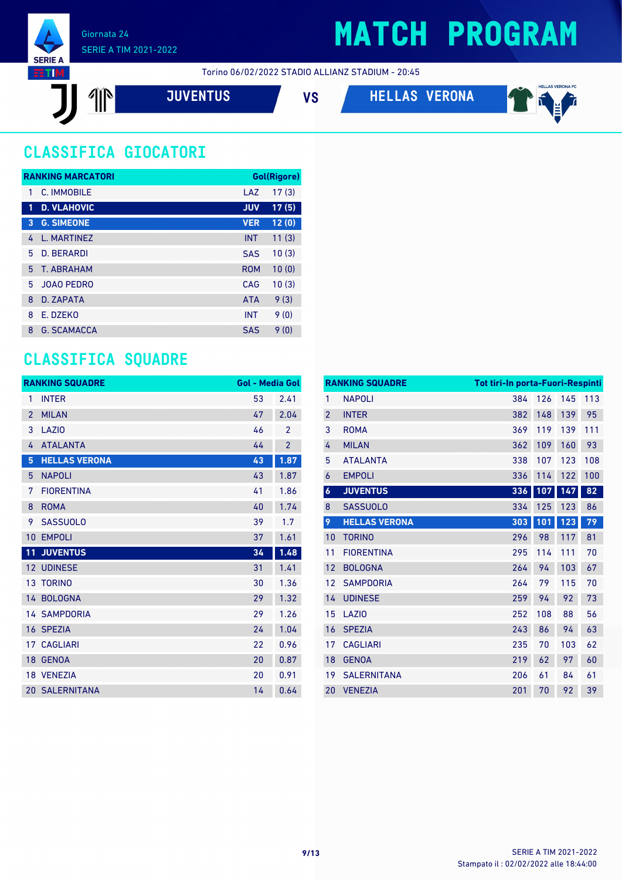Giornata 24
SERIE A TIM 2021-2022

# MATCH PROGRAM

Torino 06/02/2022 STADIO ALLIANZ STADIUM - 20:45

**JUVENTUS** VS **HELLAS VERONA**

## CLASSIFICA GIOCATORI

| RANKING MARCATORI | | | Gol(Rigore) |
|---|---|---|---|
| 1 | C. IMMOBILE | LAZ | 17 (3) |
| **1** | **D. VLAHOVIC** | **JUV** | **17 (5)** |
| **3** | **G. SIMEONE** | **VER** | **12 (0)** |
| 4 | L. MARTINEZ | INT | 11 (3) |
| 5 | D. BERARDI | SAS | 10 (3) |
| 5 | T. ABRAHAM | ROM | 10 (0) |
| 5 | JOAO PEDRO | CAG | 10 (3) |
| 8 | D. ZAPATA | ATA | 9 (3) |
| 8 | E. DZEKO | INT | 9 (0) |
| 8 | G. SCAMACCA | SAS | 9 (0) |

## CLASSIFICA SQUADRE

| RANKING SQUADRE | | Gol | Media Gol |
|---|---|---|---|
| 1 | INTER | 53 | 2.41 |
| 2 | MILAN | 47 | 2.04 |
| 3 | LAZIO | 46 | 2 |
| 4 | ATALANTA | 44 | 2 |
| **5** | **HELLAS VERONA** | **43** | **1.87** |
| 5 | NAPOLI | 43 | 1.87 |
| 7 | FIORENTINA | 41 | 1.86 |
| 8 | ROMA | 40 | 1.74 |
| 9 | SASSUOLO | 39 | 1.7 |
| 10 | EMPOLI | 37 | 1.61 |
| **11** | **JUVENTUS** | **34** | **1.48** |
| 12 | UDINESE | 31 | 1.41 |
| 13 | TORINO | 30 | 1.36 |
| 14 | BOLOGNA | 29 | 1.32 |
| 14 | SAMPDORIA | 29 | 1.26 |
| 16 | SPEZIA | 24 | 1.04 |
| 17 | CAGLIARI | 22 | 0.96 |
| 18 | GENOA | 20 | 0.87 |
| 18 | VENEZIA | 20 | 0.91 |
| 20 | SALERNITANA | 14 | 0.64 |

| RANKING SQUADRE | | Tot tiri | In porta | Fuori | Respinti |
|---|---|---|---|---|---|
| 1 | NAPOLI | 384 | 126 | 145 | 113 |
| 2 | INTER | 382 | 148 | 139 | 95 |
| 3 | ROMA | 369 | 119 | 139 | 111 |
| 4 | MILAN | 362 | 109 | 160 | 93 |
| 5 | ATALANTA | 338 | 107 | 123 | 108 |
| 6 | EMPOLI | 336 | 114 | 122 | 100 |
| **6** | **JUVENTUS** | **336** | **107** | **147** | **82** |
| 8 | SASSUOLO | 334 | 125 | 123 | 86 |
| **9** | **HELLAS VERONA** | **303** | **101** | **123** | **79** |
| 10 | TORINO | 296 | 98 | 117 | 81 |
| 11 | FIORENTINA | 295 | 114 | 111 | 70 |
| 12 | BOLOGNA | 264 | 94 | 103 | 67 |
| 12 | SAMPDORIA | 264 | 79 | 115 | 70 |
| 14 | UDINESE | 259 | 94 | 92 | 73 |
| 15 | LAZIO | 252 | 108 | 88 | 56 |
| 16 | SPEZIA | 243 | 86 | 94 | 63 |
| 17 | CAGLIARI | 235 | 70 | 103 | 62 |
| 18 | GENOA | 219 | 62 | 97 | 60 |
| 19 | SALERNITANA | 206 | 61 | 84 | 61 |
| 20 | VENEZIA | 201 | 70 | 92 | 39 |

Stampato il : 02/02/2022 alle 18:44:00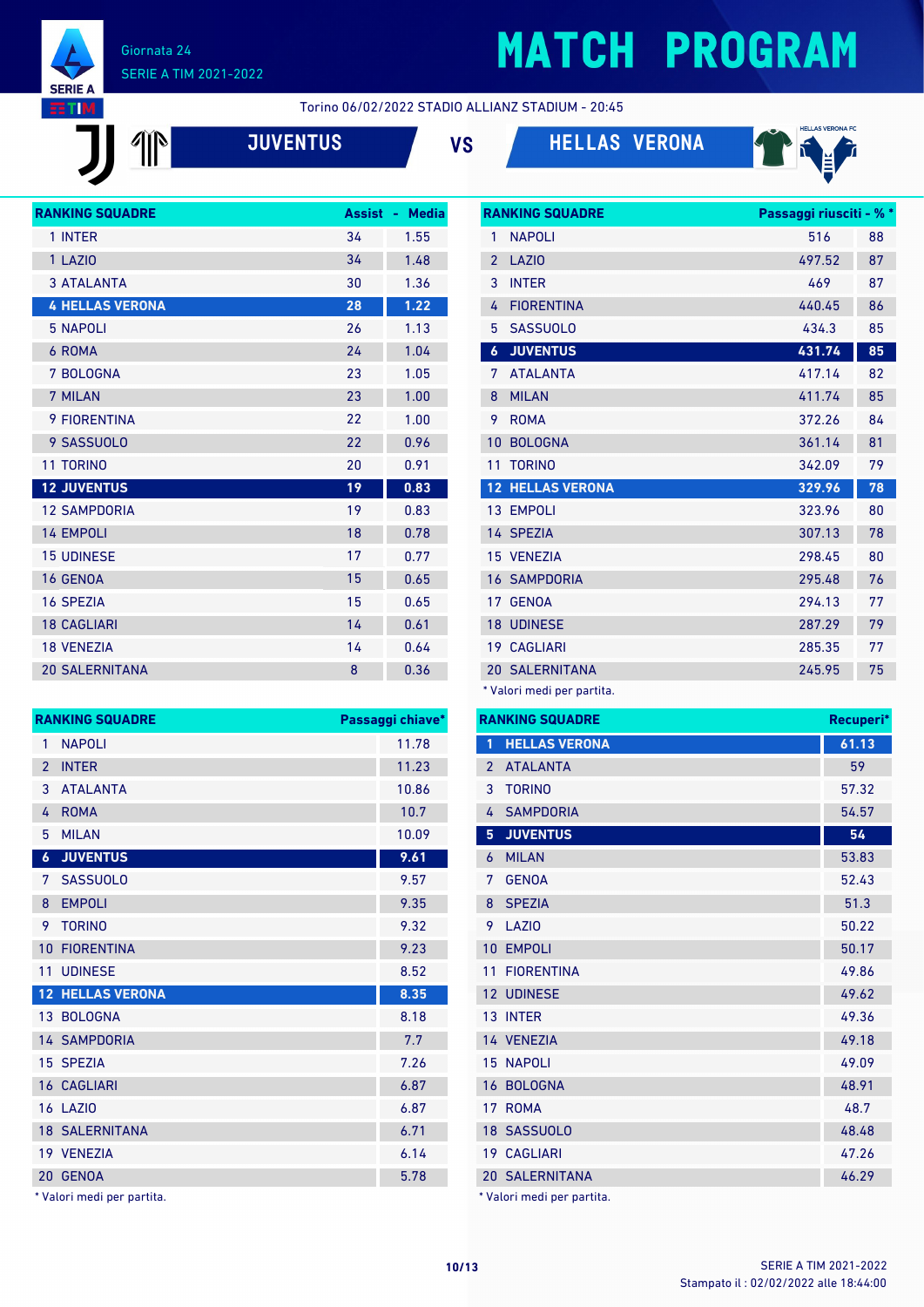Giornata 24
SERIE A TIM 2021-2022

# MATCH PROGRAM

Torino 06/02/2022 STADIO ALLIANZ STADIUM - 20:45

## JUVENTUS VS HELLAS VERONA

| RANKING SQUADRE | Assist | Media |
|---|---|---|
| 1 INTER | 34 | 1.55 |
| 1 LAZIO | 34 | 1.48 |
| 3 ATALANTA | 30 | 1.36 |
| **4 HELLAS VERONA** | **28** | **1.22** |
| 5 NAPOLI | 26 | 1.13 |
| 6 ROMA | 24 | 1.04 |
| 7 BOLOGNA | 23 | 1.05 |
| 7 MILAN | 23 | 1.00 |
| 9 FIORENTINA | 22 | 1.00 |
| 9 SASSUOLO | 22 | 0.96 |
| 11 TORINO | 20 | 0.91 |
| **12 JUVENTUS** | **19** | **0.83** |
| 12 SAMPDORIA | 19 | 0.83 |
| 14 EMPOLI | 18 | 0.78 |
| 15 UDINESE | 17 | 0.77 |
| 16 GENOA | 15 | 0.65 |
| 16 SPEZIA | 15 | 0.65 |
| 18 CAGLIARI | 14 | 0.61 |
| 18 VENEZIA | 14 | 0.64 |
| 20 SALERNITANA | 8 | 0.36 |

| RANKING SQUADRE | Passaggi riusciti | % * |
|---|---|---|
| 1 NAPOLI | 516 | 88 |
| 2 LAZIO | 497.52 | 87 |
| 3 INTER | 469 | 87 |
| 4 FIORENTINA | 440.45 | 86 |
| 5 SASSUOLO | 434.3 | 85 |
| **6 JUVENTUS** | **431.74** | **85** |
| 7 ATALANTA | 417.14 | 82 |
| 8 MILAN | 411.74 | 85 |
| 9 ROMA | 372.26 | 84 |
| 10 BOLOGNA | 361.14 | 81 |
| 11 TORINO | 342.09 | 79 |
| **12 HELLAS VERONA** | **329.96** | **78** |
| 13 EMPOLI | 323.96 | 80 |
| 14 SPEZIA | 307.13 | 78 |
| 15 VENEZIA | 298.45 | 80 |
| 16 SAMPDORIA | 295.48 | 76 |
| 17 GENOA | 294.13 | 77 |
| 18 UDINESE | 287.29 | 79 |
| 19 CAGLIARI | 285.35 | 77 |
| 20 SALERNITANA | 245.95 | 75 |

* Valori medi per partita.

| RANKING SQUADRE | Passaggi chiave* |
|---|---|
| 1 NAPOLI | 11.78 |
| 2 INTER | 11.23 |
| 3 ATALANTA | 10.86 |
| 4 ROMA | 10.7 |
| 5 MILAN | 10.09 |
| **6 JUVENTUS** | **9.61** |
| 7 SASSUOLO | 9.57 |
| 8 EMPOLI | 9.35 |
| 9 TORINO | 9.32 |
| 10 FIORENTINA | 9.23 |
| 11 UDINESE | 8.52 |
| **12 HELLAS VERONA** | **8.35** |
| 13 BOLOGNA | 8.18 |
| 14 SAMPDORIA | 7.7 |
| 15 SPEZIA | 7.26 |
| 16 CAGLIARI | 6.87 |
| 16 LAZIO | 6.87 |
| 18 SALERNITANA | 6.71 |
| 19 VENEZIA | 6.14 |
| 20 GENOA | 5.78 |

* Valori medi per partita.

| RANKING SQUADRE | Recuperi* |
|---|---|
| **1 HELLAS VERONA** | **61.13** |
| 2 ATALANTA | 59 |
| 3 TORINO | 57.32 |
| 4 SAMPDORIA | 54.57 |
| **5 JUVENTUS** | **54** |
| 6 MILAN | 53.83 |
| 7 GENOA | 52.43 |
| 8 SPEZIA | 51.3 |
| 9 LAZIO | 50.22 |
| 10 EMPOLI | 50.17 |
| 11 FIORENTINA | 49.86 |
| 12 UDINESE | 49.62 |
| 13 INTER | 49.36 |
| 14 VENEZIA | 49.18 |
| 15 NAPOLI | 49.09 |
| 16 BOLOGNA | 48.91 |
| 17 ROMA | 48.7 |
| 18 SASSUOLO | 48.48 |
| 19 CAGLIARI | 47.26 |
| 20 SALERNITANA | 46.29 |

* Valori medi per partita.

SERIE A TIM 2021-2022
Stampato il : 02/02/2022 alle 18:44:00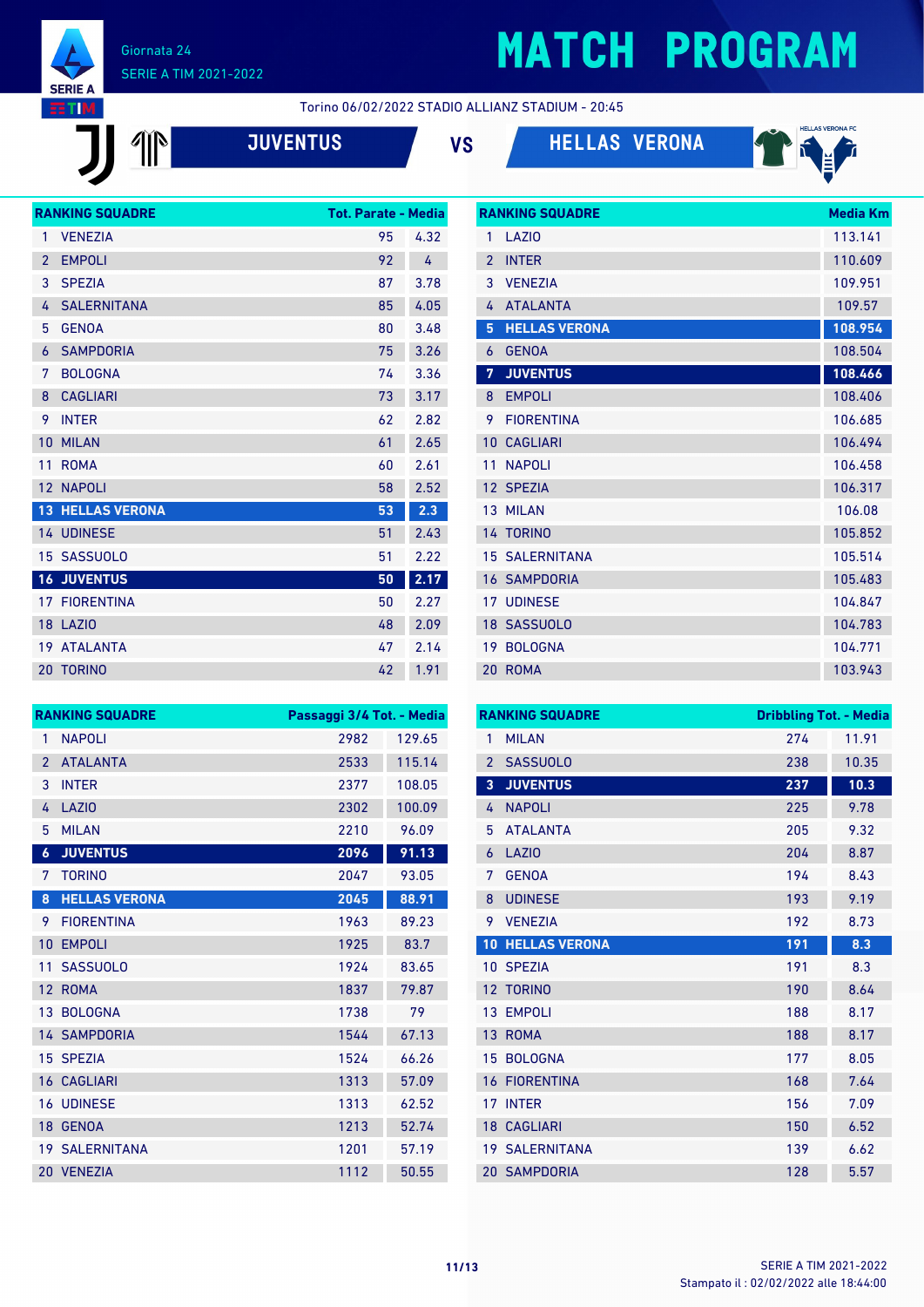# MATCH PROGRAM

Giornata 24
SERIE A TIM 2021-2022

Torino 06/02/2022 STADIO ALLIANZ STADIUM - 20:45

**JUVENTUS** VS **HELLAS VERONA**

| RANKING SQUADRE | | Tot. Parate - Media | |
|---|---|---|---|
| 1 | VENEZIA | 95 | 4.32 |
| 2 | EMPOLI | 92 | 4 |
| 3 | SPEZIA | 87 | 3.78 |
| 4 | SALERNITANA | 85 | 4.05 |
| 5 | GENOA | 80 | 3.48 |
| 6 | SAMPDORIA | 75 | 3.26 |
| 7 | BOLOGNA | 74 | 3.36 |
| 8 | CAGLIARI | 73 | 3.17 |
| 9 | INTER | 62 | 2.82 |
| 10 | MILAN | 61 | 2.65 |
| 11 | ROMA | 60 | 2.61 |
| 12 | NAPOLI | 58 | 2.52 |
| **13** | **HELLAS VERONA** | **53** | **2.3** |
| 14 | UDINESE | 51 | 2.43 |
| 15 | SASSUOLO | 51 | 2.22 |
| **16** | **JUVENTUS** | **50** | **2.17** |
| 17 | FIORENTINA | 50 | 2.27 |
| 18 | LAZIO | 48 | 2.09 |
| 19 | ATALANTA | 47 | 2.14 |
| 20 | TORINO | 42 | 1.91 |

| RANKING SQUADRE | | Media Km |
|---|---|---|
| 1 | LAZIO | 113.141 |
| 2 | INTER | 110.609 |
| 3 | VENEZIA | 109.951 |
| 4 | ATALANTA | 109.57 |
| **5** | **HELLAS VERONA** | **108.954** |
| 6 | GENOA | 108.504 |
| **7** | **JUVENTUS** | **108.466** |
| 8 | EMPOLI | 108.406 |
| 9 | FIORENTINA | 106.685 |
| 10 | CAGLIARI | 106.494 |
| 11 | NAPOLI | 106.458 |
| 12 | SPEZIA | 106.317 |
| 13 | MILAN | 106.08 |
| 14 | TORINO | 105.852 |
| 15 | SALERNITANA | 105.514 |
| 16 | SAMPDORIA | 105.483 |
| 17 | UDINESE | 104.847 |
| 18 | SASSUOLO | 104.783 |
| 19 | BOLOGNA | 104.771 |
| 20 | ROMA | 103.943 |

| RANKING SQUADRE | | Passaggi 3/4 Tot. - Media | |
|---|---|---|---|
| 1 | NAPOLI | 2982 | 129.65 |
| 2 | ATALANTA | 2533 | 115.14 |
| 3 | INTER | 2377 | 108.05 |
| 4 | LAZIO | 2302 | 100.09 |
| 5 | MILAN | 2210 | 96.09 |
| **6** | **JUVENTUS** | **2096** | **91.13** |
| 7 | TORINO | 2047 | 93.05 |
| **8** | **HELLAS VERONA** | **2045** | **88.91** |
| 9 | FIORENTINA | 1963 | 89.23 |
| 10 | EMPOLI | 1925 | 83.7 |
| 11 | SASSUOLO | 1924 | 83.65 |
| 12 | ROMA | 1837 | 79.87 |
| 13 | BOLOGNA | 1738 | 79 |
| 14 | SAMPDORIA | 1544 | 67.13 |
| 15 | SPEZIA | 1524 | 66.26 |
| 16 | CAGLIARI | 1313 | 57.09 |
| 16 | UDINESE | 1313 | 62.52 |
| 18 | GENOA | 1213 | 52.74 |
| 19 | SALERNITANA | 1201 | 57.19 |
| 20 | VENEZIA | 1112 | 50.55 |

| RANKING SQUADRE | | Dribbling Tot. - Media | |
|---|---|---|---|
| 1 | MILAN | 274 | 11.91 |
| 2 | SASSUOLO | 238 | 10.35 |
| **3** | **JUVENTUS** | **237** | **10.3** |
| 4 | NAPOLI | 225 | 9.78 |
| 5 | ATALANTA | 205 | 9.32 |
| 6 | LAZIO | 204 | 8.87 |
| 7 | GENOA | 194 | 8.43 |
| 8 | UDINESE | 193 | 9.19 |
| 9 | VENEZIA | 192 | 8.73 |
| **10** | **HELLAS VERONA** | **191** | **8.3** |
| 10 | SPEZIA | 191 | 8.3 |
| 12 | TORINO | 190 | 8.64 |
| 13 | EMPOLI | 188 | 8.17 |
| 13 | ROMA | 188 | 8.17 |
| 15 | BOLOGNA | 177 | 8.05 |
| 16 | FIORENTINA | 168 | 7.64 |
| 17 | INTER | 156 | 7.09 |
| 18 | CAGLIARI | 150 | 6.52 |
| 19 | SALERNITANA | 139 | 6.62 |
| 20 | SAMPDORIA | 128 | 5.57 |

SERIE A TIM 2021-2022
Stampato il : 02/02/2022 alle 18:44:00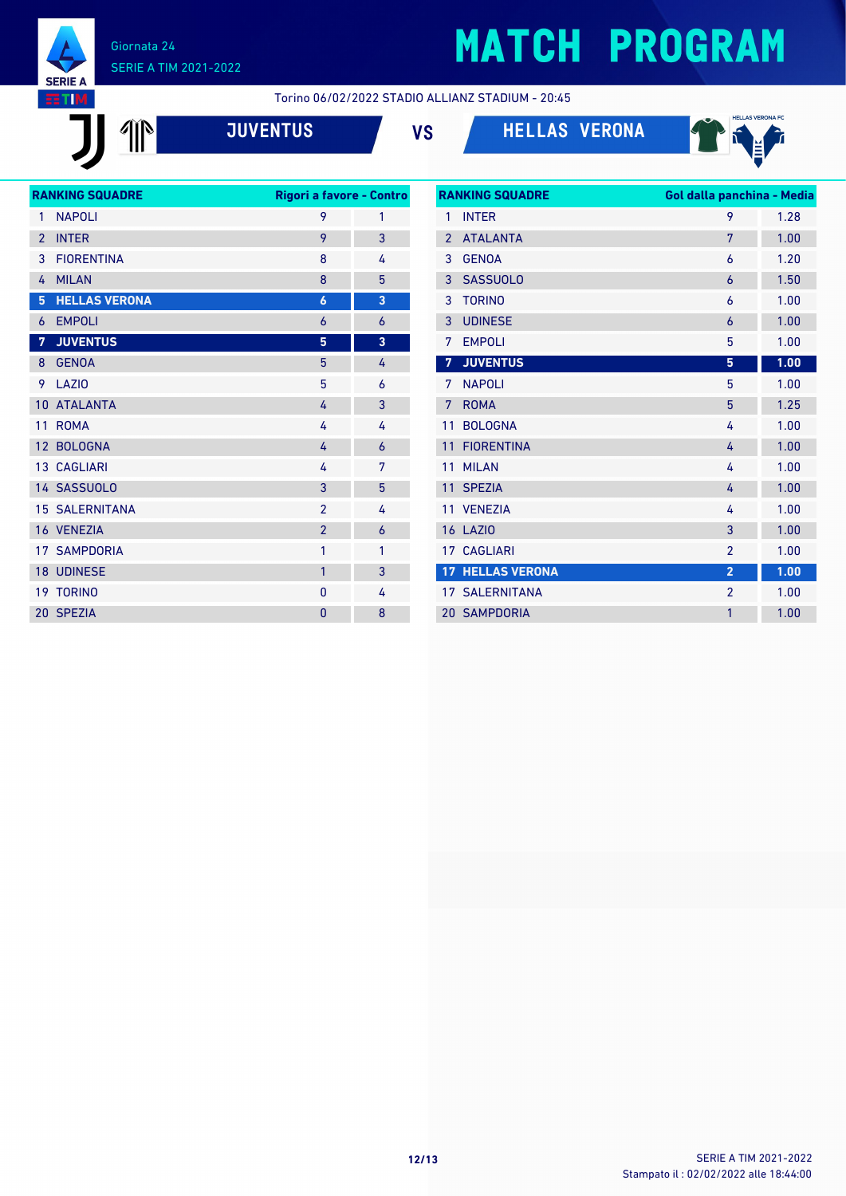Giornata 24
SERIE A TIM 2021-2022

# MATCH PROGRAM

Torino 06/02/2022 STADIO ALLIANZ STADIUM - 20:45

**JUVENTUS** VS **HELLAS VERONA**

| RANKING SQUADRE | | Rigori a favore | Contro |
|---|---|---|---|
| 1 | NAPOLI | 9 | 1 |
| 2 | INTER | 9 | 3 |
| 3 | FIORENTINA | 8 | 4 |
| 4 | MILAN | 8 | 5 |
| **5** | **HELLAS VERONA** | **6** | **3** |
| 6 | EMPOLI | 6 | 6 |
| **7** | **JUVENTUS** | **5** | **3** |
| 8 | GENOA | 5 | 4 |
| 9 | LAZIO | 5 | 6 |
| 10 | ATALANTA | 4 | 3 |
| 11 | ROMA | 4 | 4 |
| 12 | BOLOGNA | 4 | 6 |
| 13 | CAGLIARI | 4 | 7 |
| 14 | SASSUOLO | 3 | 5 |
| 15 | SALERNITANA | 2 | 4 |
| 16 | VENEZIA | 2 | 6 |
| 17 | SAMPDORIA | 1 | 1 |
| 18 | UDINESE | 1 | 3 |
| 19 | TORINO | 0 | 4 |
| 20 | SPEZIA | 0 | 8 |

| RANKING SQUADRE | | Gol dalla panchina | Media |
|---|---|---|---|
| 1 | INTER | 9 | 1.28 |
| 2 | ATALANTA | 7 | 1.00 |
| 3 | GENOA | 6 | 1.20 |
| 3 | SASSUOLO | 6 | 1.50 |
| 3 | TORINO | 6 | 1.00 |
| 3 | UDINESE | 6 | 1.00 |
| 7 | EMPOLI | 5 | 1.00 |
| **7** | **JUVENTUS** | **5** | **1.00** |
| 7 | NAPOLI | 5 | 1.00 |
| 7 | ROMA | 5 | 1.25 |
| 11 | BOLOGNA | 4 | 1.00 |
| 11 | FIORENTINA | 4 | 1.00 |
| 11 | MILAN | 4 | 1.00 |
| 11 | SPEZIA | 4 | 1.00 |
| 11 | VENEZIA | 4 | 1.00 |
| 16 | LAZIO | 3 | 1.00 |
| 17 | CAGLIARI | 2 | 1.00 |
| **17** | **HELLAS VERONA** | **2** | **1.00** |
| 17 | SALERNITANA | 2 | 1.00 |
| 20 | SAMPDORIA | 1 | 1.00 |

SERIE A TIM 2021-2022
Stampato il : 02/02/2022 alle 18:44:00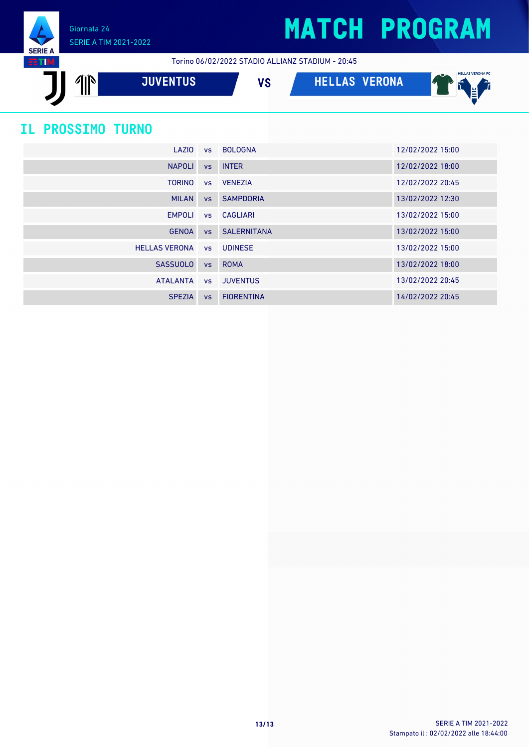Giornata 24
SERIE A TIM 2021-2022

# MATCH PROGRAM

Torino 06/02/2022 STADIO ALLIANZ STADIUM - 20:45

**JUVENTUS** VS **HELLAS VERONA**

## IL PROSSIMO TURNO

| | | | |
|---|---|---|---|
| LAZIO | vs | BOLOGNA | 12/02/2022 15:00 |
| NAPOLI | vs | INTER | 12/02/2022 18:00 |
| TORINO | vs | VENEZIA | 12/02/2022 20:45 |
| MILAN | vs | SAMPDORIA | 13/02/2022 12:30 |
| EMPOLI | vs | CAGLIARI | 13/02/2022 15:00 |
| GENOA | vs | SALERNITANA | 13/02/2022 15:00 |
| HELLAS VERONA | vs | UDINESE | 13/02/2022 15:00 |
| SASSUOLO | vs | ROMA | 13/02/2022 18:00 |
| ATALANTA | vs | JUVENTUS | 13/02/2022 20:45 |
| SPEZIA | vs | FIORENTINA | 14/02/2022 20:45 |

Stampato il : 02/02/2022 alle 18:44:00